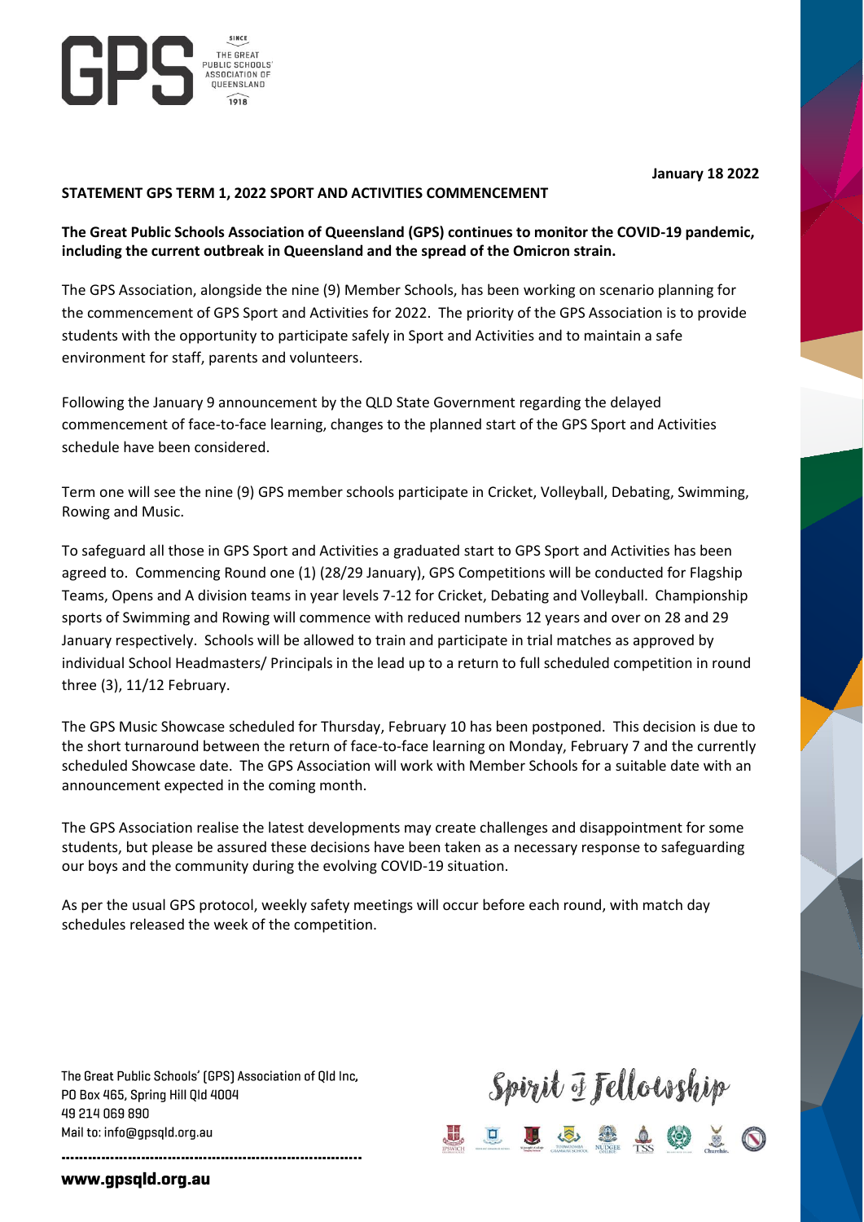January 18 2022

**STATEMENT GPS TERM 1, 2022 SPORT AND ACTIVITIES COMMENCEMENT**

**The Great Public Schools Association of Queensland (GPS) continues to monitor the COVID-19 pandemic, including the current outbreak in Queensland and the spread of the Omicron strain.**

The GPS Association, alongside the nine (9) Member Schools, has been working on scenario planning for the commencement of GPS Sport and Activities for 2022. The priority of the GPS Association is to provide students with the opportunity to participate safely in Sport and Activities and to maintain a safe environment for staff, parents and volunteers.

Following the January 9 announcement by the QLD State Government regarding the delayed commencement of face-to-face learning, changes to the planned start of the GPS Sport and Activities schedule have been considered.

Term one will see the nine (9) GPS member schools participate in Cricket, Volleyball, Debating, Swimming, Rowing and Music.

To safeguard all those in GPS Sport and Activities a graduated start to GPS Sport and Activities has been agreed to. Commencing Round one (1) (28/29 January), GPS Competitions will be conducted for Flagship Teams, Opens and A division teams in year levels 7-12 for Cricket, Debating and Volleyball. Championship sports of Swimming and Rowing will commence with reduced numbers 12 years and over on 28 and 29 January respectively. Schools will be allowed to train and participate in trial matches as approved by individual School Headmasters/ Principals in the lead up to a return to full scheduled competition in round three (3), 11/12 February.

The GPS Music Showcase scheduled for Thursday, February 10 has been postponed. This decision is due to the short turnaround between the return of face-to-face learning on Monday, February 7 and the currently scheduled Showcase date. The GPS Association will work with Member Schools for a suitable date with an announcement expected in the coming month.

The GPS Association realise the latest developments may create challenges and disappointment for some students, but please be assured these decisions have been taken as a necessary response to safeguarding our boys and the community during the evolving COVID-19 situation.

As per the usual GPS protocol, weekly safety meetings will occur before each round, with match day schedules released the week of the competition.

The Great Public Schools' (GPS) Association of Qld Inc,
PO Box 465, Spring Hill Qld 4004
49 214 069 890
Mail to: info@gpsqld.org.au

Spirit of Fellowship

www.gpsqld.org.au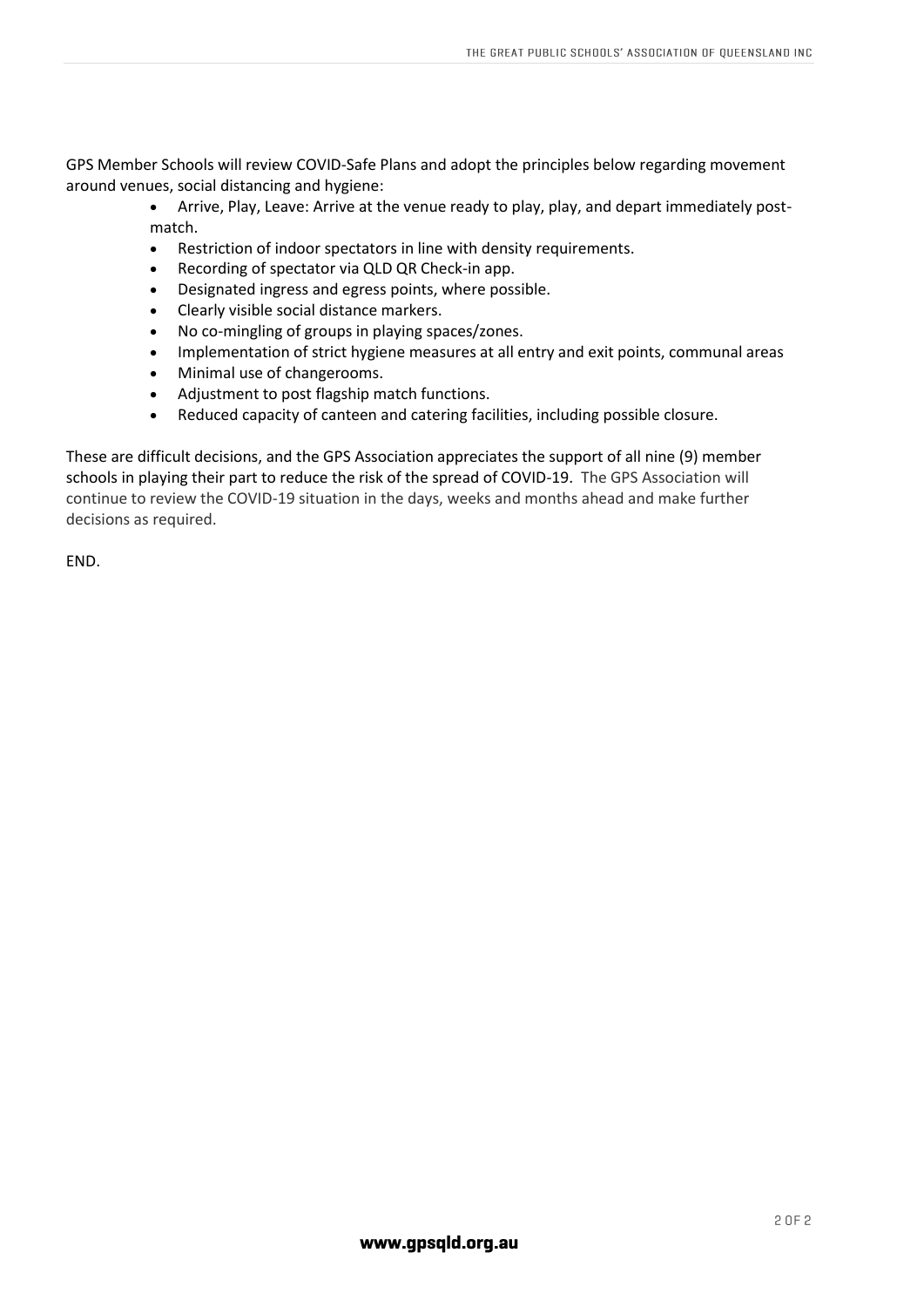GPS Member Schools will review COVID-Safe Plans and adopt the principles below regarding movement around venues, social distancing and hygiene:

- Arrive, Play, Leave: Arrive at the venue ready to play, play, and depart immediately post-match.
- Restriction of indoor spectators in line with density requirements.
- Recording of spectator via QLD QR Check-in app.
- Designated ingress and egress points, where possible.
- Clearly visible social distance markers.
- No co-mingling of groups in playing spaces/zones.
- Implementation of strict hygiene measures at all entry and exit points, communal areas
- Minimal use of changerooms.
- Adjustment to post flagship match functions.
- Reduced capacity of canteen and catering facilities, including possible closure.

These are difficult decisions, and the GPS Association appreciates the support of all nine (9) member schools in playing their part to reduce the risk of the spread of COVID-19. The GPS Association will continue to review the COVID-19 situation in the days, weeks and months ahead and make further decisions as required.

END.

www.gpsqld.org.au